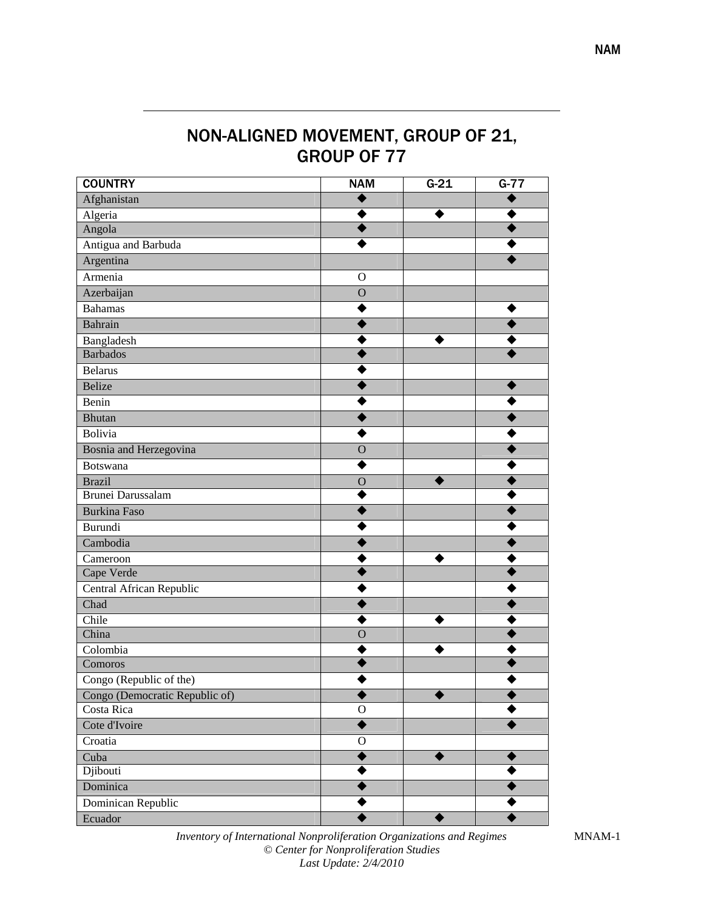# NON-ALIGNED MOVEMENT, GROUP OF 21, GROUP OF 77

| COUNTRY | NAM | G-21 | G-77 |
|---|---|---|---|
| Afghanistan | ◆ | | ◆ |
| Algeria | ◆ | ◆ | ◆ |
| Angola | ◆ | | ◆ |
| Antigua and Barbuda | ◆ | | ◆ |
| Argentina | | | ◆ |
| Armenia | O | | |
| Azerbaijan | O | | |
| Bahamas | ◆ | | ◆ |
| Bahrain | ◆ | | ◆ |
| Bangladesh | ◆ | ◆ | ◆ |
| Barbados | ◆ | | ◆ |
| Belarus | ◆ | | |
| Belize | ◆ | | ◆ |
| Benin | ◆ | | ◆ |
| Bhutan | ◆ | | ◆ |
| Bolivia | ◆ | | ◆ |
| Bosnia and Herzegovina | O | | ◆ |
| Botswana | ◆ | | ◆ |
| Brazil | O | ◆ | ◆ |
| Brunei Darussalam | ◆ | | ◆ |
| Burkina Faso | ◆ | | ◆ |
| Burundi | ◆ | | ◆ |
| Cambodia | ◆ | | ◆ |
| Cameroon | ◆ | ◆ | ◆ |
| Cape Verde | ◆ | | ◆ |
| Central African Republic | ◆ | | ◆ |
| Chad | ◆ | | ◆ |
| Chile | ◆ | ◆ | ◆ |
| China | O | | ◆ |
| Colombia | ◆ | ◆ | ◆ |
| Comoros | ◆ | | ◆ |
| Congo (Republic of the) | ◆ | | ◆ |
| Congo (Democratic Republic of) | ◆ | ◆ | ◆ |
| Costa Rica | O | | ◆ |
| Cote d'Ivoire | ◆ | | ◆ |
| Croatia | O | | |
| Cuba | ◆ | ◆ | ◆ |
| Djibouti | ◆ | | ◆ |
| Dominica | ◆ | | ◆ |
| Dominican Republic | ◆ | | ◆ |
| Ecuador | ◆ | ◆ | ◆ |

*Inventory of International Nonproliferation Organizations and Regimes*
*© Center for Nonproliferation Studies*
*Last Update: 2/4/2010*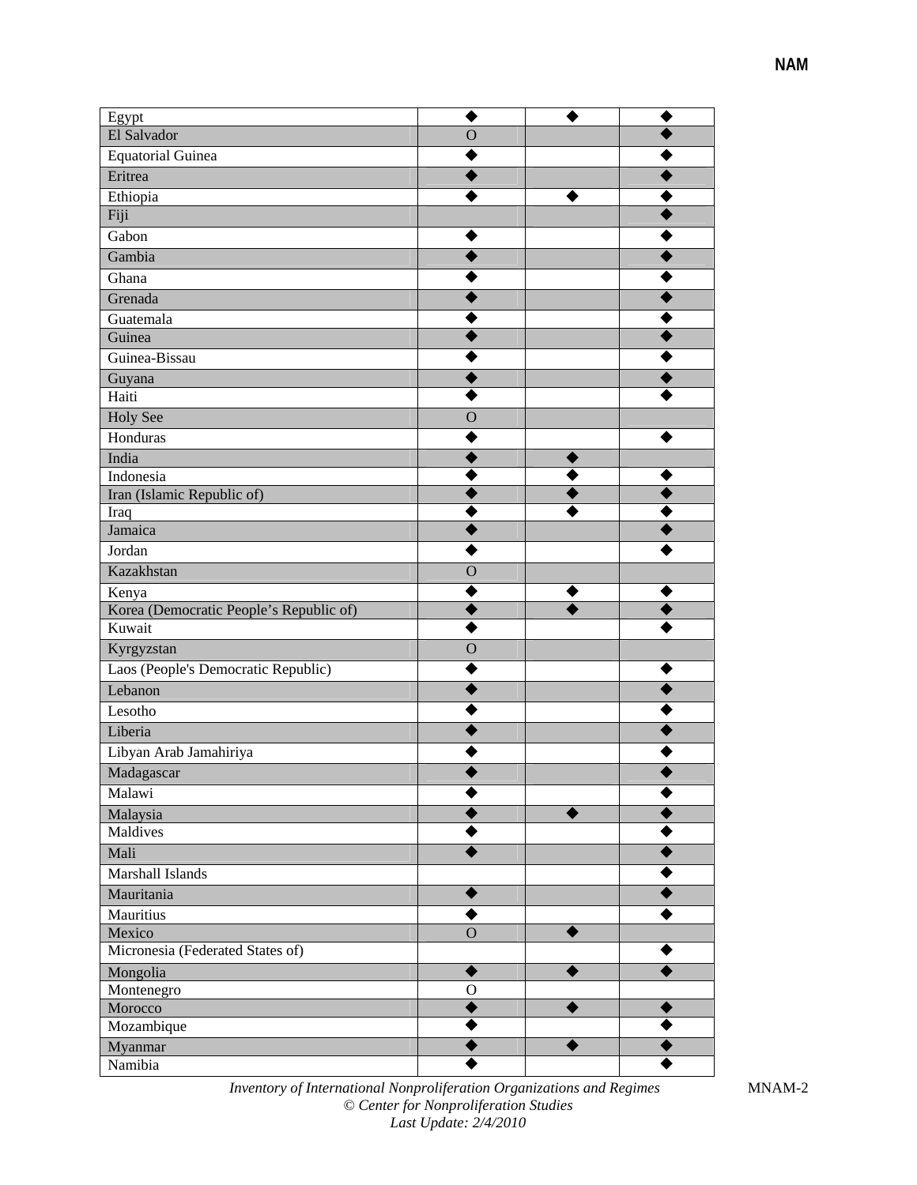| | | | |
|---|---|---|---|
| Egypt | ◆ | ◆ | ◆ |
| El Salvador | O | | ◆ |
| Equatorial Guinea | ◆ | | ◆ |
| Eritrea | ◆ | | ◆ |
| Ethiopia | ◆ | ◆ | ◆ |
| Fiji | | | ◆ |
| Gabon | ◆ | | ◆ |
| Gambia | ◆ | | ◆ |
| Ghana | ◆ | | ◆ |
| Grenada | ◆ | | ◆ |
| Guatemala | ◆ | | ◆ |
| Guinea | ◆ | | ◆ |
| Guinea-Bissau | ◆ | | ◆ |
| Guyana | ◆ | | ◆ |
| Haiti | ◆ | | ◆ |
| Holy See | O | | |
| Honduras | ◆ | | ◆ |
| India | ◆ | ◆ | |
| Indonesia | ◆ | ◆ | ◆ |
| Iran (Islamic Republic of) | ◆ | ◆ | ◆ |
| Iraq | ◆ | ◆ | ◆ |
| Jamaica | ◆ | | ◆ |
| Jordan | ◆ | | ◆ |
| Kazakhstan | O | | |
| Kenya | ◆ | ◆ | ◆ |
| Korea (Democratic People's Republic of) | ◆ | ◆ | ◆ |
| Kuwait | ◆ | | ◆ |
| Kyrgyzstan | O | | |
| Laos (People's Democratic Republic) | ◆ | | ◆ |
| Lebanon | ◆ | | ◆ |
| Lesotho | ◆ | | ◆ |
| Liberia | ◆ | | ◆ |
| Libyan Arab Jamahiriya | ◆ | | ◆ |
| Madagascar | ◆ | | ◆ |
| Malawi | ◆ | | ◆ |
| Malaysia | ◆ | ◆ | ◆ |
| Maldives | ◆ | | ◆ |
| Mali | ◆ | | ◆ |
| Marshall Islands | | | ◆ |
| Mauritania | ◆ | | ◆ |
| Mauritius | ◆ | | ◆ |
| Mexico | O | ◆ | |
| Micronesia (Federated States of) | | | ◆ |
| Mongolia | ◆ | ◆ | ◆ |
| Montenegro | O | | |
| Morocco | ◆ | ◆ | ◆ |
| Mozambique | ◆ | | ◆ |
| Myanmar | ◆ | ◆ | ◆ |
| Namibia | ◆ | | ◆ |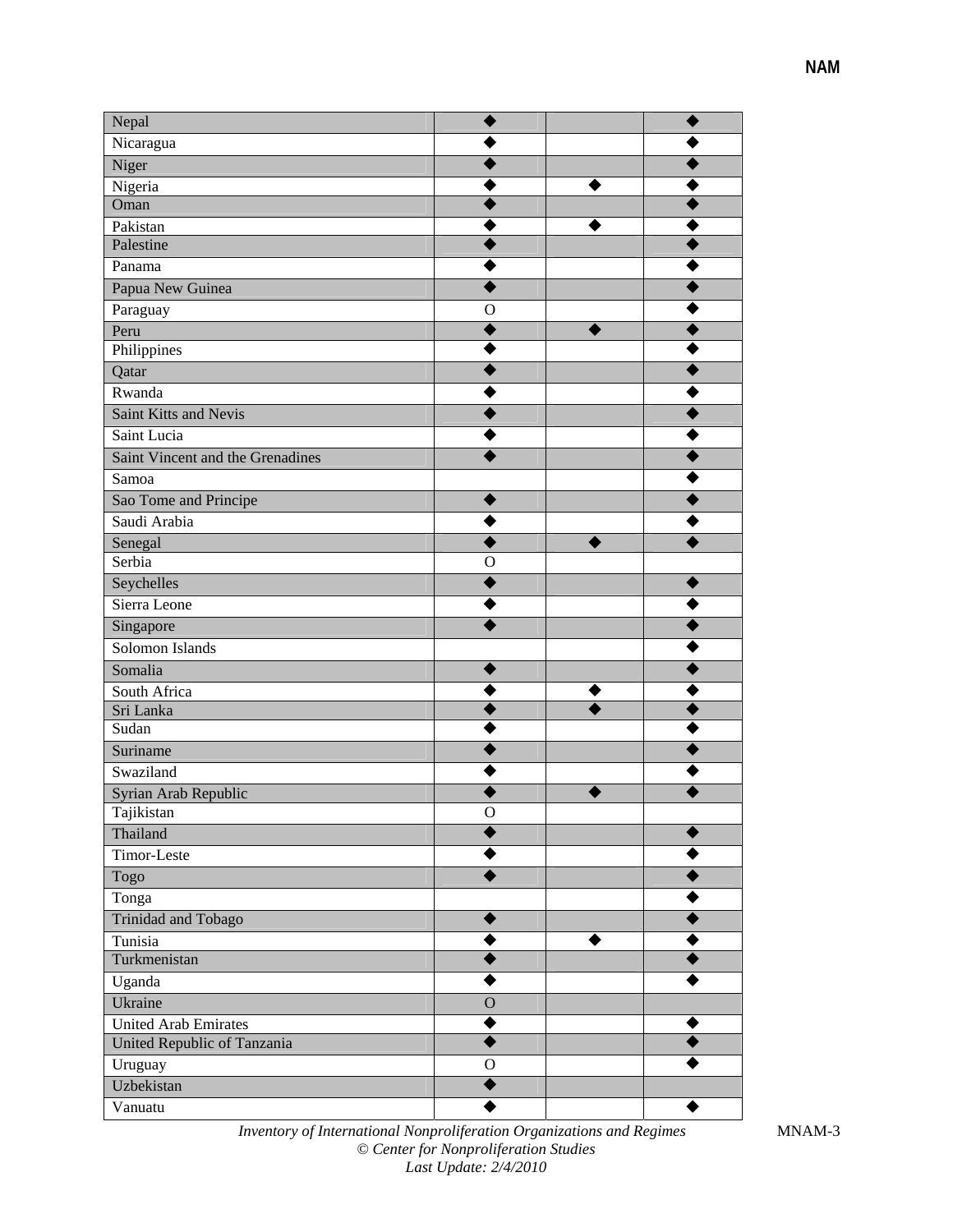| | | | |
|---|---|---|---|
| Nepal | ◆ | | ◆ |
| Nicaragua | ◆ | | ◆ |
| Niger | ◆ | | ◆ |
| Nigeria | ◆ | ◆ | ◆ |
| Oman | ◆ | | ◆ |
| Pakistan | ◆ | ◆ | ◆ |
| Palestine | ◆ | | ◆ |
| Panama | ◆ | | ◆ |
| Papua New Guinea | ◆ | | ◆ |
| Paraguay | O | | ◆ |
| Peru | ◆ | ◆ | ◆ |
| Philippines | ◆ | | ◆ |
| Qatar | ◆ | | ◆ |
| Rwanda | ◆ | | ◆ |
| Saint Kitts and Nevis | ◆ | | ◆ |
| Saint Lucia | ◆ | | ◆ |
| Saint Vincent and the Grenadines | ◆ | | ◆ |
| Samoa | | | ◆ |
| Sao Tome and Principe | ◆ | | ◆ |
| Saudi Arabia | ◆ | | ◆ |
| Senegal | ◆ | ◆ | ◆ |
| Serbia | O | | |
| Seychelles | ◆ | | ◆ |
| Sierra Leone | ◆ | | ◆ |
| Singapore | ◆ | | ◆ |
| Solomon Islands | | | ◆ |
| Somalia | ◆ | | ◆ |
| South Africa | ◆ | ◆ | ◆ |
| Sri Lanka | ◆ | ◆ | ◆ |
| Sudan | ◆ | | ◆ |
| Suriname | ◆ | | ◆ |
| Swaziland | ◆ | | ◆ |
| Syrian Arab Republic | ◆ | ◆ | ◆ |
| Tajikistan | O | | |
| Thailand | ◆ | | ◆ |
| Timor-Leste | ◆ | | ◆ |
| Togo | ◆ | | ◆ |
| Tonga | | | ◆ |
| Trinidad and Tobago | ◆ | | ◆ |
| Tunisia | ◆ | ◆ | ◆ |
| Turkmenistan | ◆ | | ◆ |
| Uganda | ◆ | | ◆ |
| Ukraine | O | | |
| United Arab Emirates | ◆ | | ◆ |
| United Republic of Tanzania | ◆ | | ◆ |
| Uruguay | O | | ◆ |
| Uzbekistan | ◆ | | |
| Vanuatu | ◆ | | ◆ |

*Inventory of International Nonproliferation Organizations and Regimes*
*© Center for Nonproliferation Studies*
*Last Update: 2/4/2010*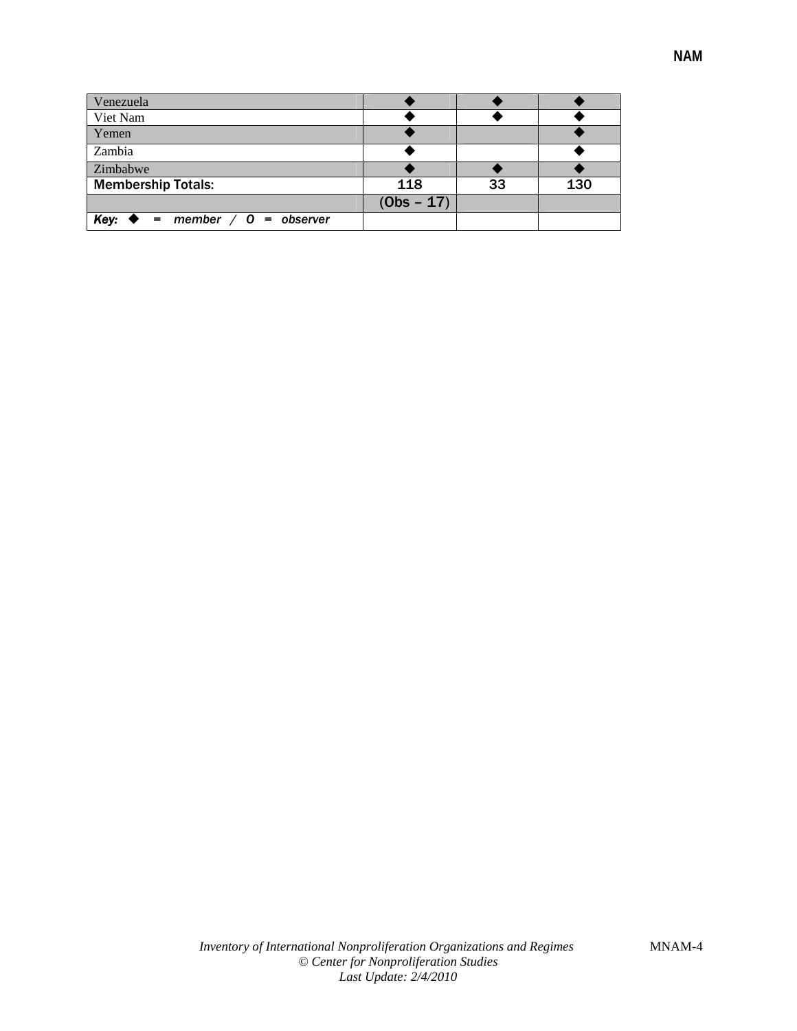| | | | |
|---|---|---|---|
| Venezuela | ◆ | ◆ | ◆ |
| Viet Nam | ◆ | ◆ | ◆ |
| Yemen | ◆ | | ◆ |
| Zambia | ◆ | | ◆ |
| Zimbabwe | ◆ | ◆ | ◆ |
| **Membership Totals:** | 118 | 33 | 130 |
| | (Obs – 17) | | |
| ***Key:* ◆ = member / O = observer** | | | |